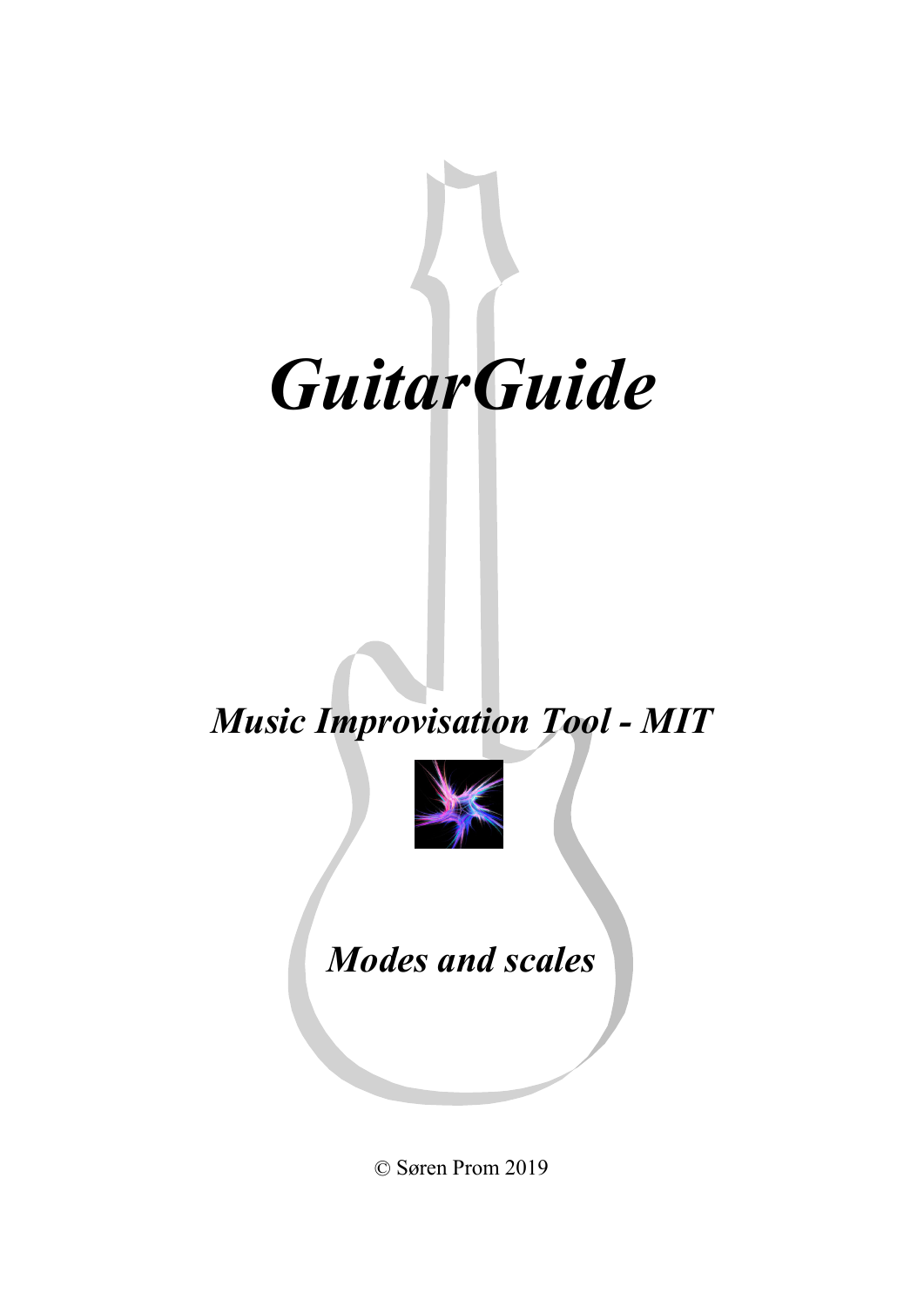# *GuitarGuide*

## *Music Improvisation Tool - MIT*

## *Modes and scales*

© Søren Prom 2019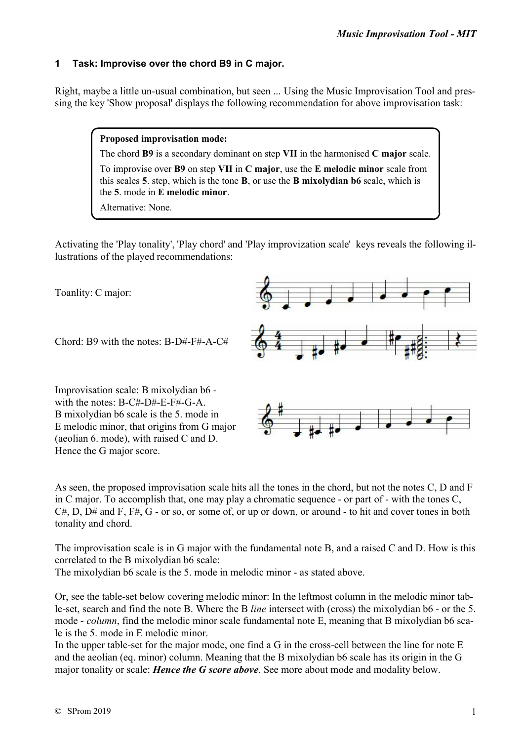## 1 Task: Improvise over the chord B9 in C major.

Right, maybe a little un-usual combination, but seen ... Using the Music Improvisation Tool and pressing the key 'Show proposal' displays the following recommendation for above improvisation task:

> **Proposed improvisation mode:**
>
> The chord **B9** is a secondary dominant on step **VII** in the harmonised **C major** scale.
>
> To improvise over **B9** on step **VII** in **C major**, use the **E melodic minor** scale from this scales **5**. step, which is the tone **B**, or use the **B mixolydian b6** scale, which is the **5**. mode in **E melodic minor**.
>
> Alternative: None.

Activating the 'Play tonality', 'Play chord' and 'Play improvization scale' keys reveals the following illustrations of the played recommendations:

Toanlity: C major:

Chord: B9 with the notes: B-D#-F#-A-C#

Improvisation scale: B mixolydian b6 - with the notes: B-C#-D#-E-F#-G-A.
B mixolydian b6 scale is the 5. mode in E melodic minor, that origins from G major (aeolian 6. mode), with raised C and D. Hence the G major score.

As seen, the proposed improvisation scale hits all the tones in the chord, but not the notes C, D and F in C major. To accomplish that, one may play a chromatic sequence - or part of - with the tones C, C#, D, D# and F, F#, G - or so, or some of, or up or down, or around - to hit and cover tones in both tonality and chord.

The improvisation scale is in G major with the fundamental note B, and a raised C and D. How is this correlated to the B mixolydian b6 scale:
The mixolydian b6 scale is the 5. mode in melodic minor - as stated above.

Or, see the table-set below covering melodic minor: In the leftmost column in the melodic minor table-set, search and find the note B. Where the B *line* intersect with (cross) the mixolydian b6 - or the 5. mode - *column*, find the melodic minor scale fundamental note E, meaning that B mixolydian b6 scale is the 5. mode in E melodic minor.
In the upper table-set for the major mode, one find a G in the cross-cell between the line for note E and the aeolian (eq. minor) column. Meaning that the B mixolydian b6 scale has its origin in the G major tonality or scale: ***Hence the G score above***. See more about mode and modality below.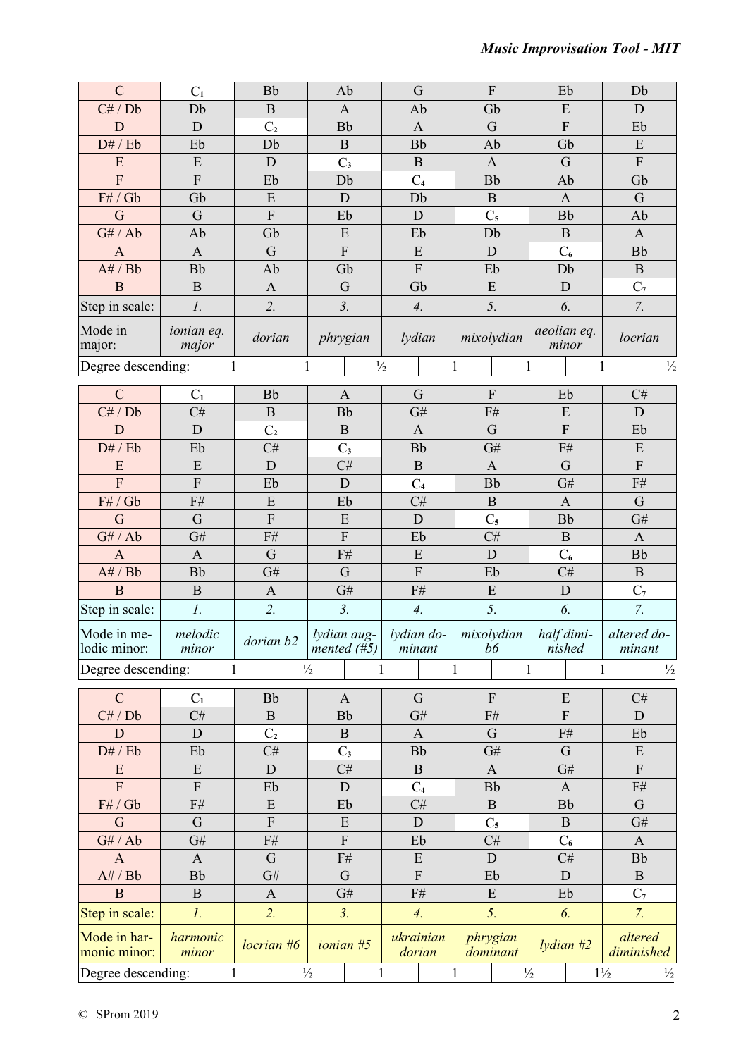| C | $C_1$ | Bb | Ab | G | F | Eb | Db |
|---|---|---|---|---|---|---|---|
| C# / Db | Db | B | A | Ab | Gb | E | D |
| D | D | $C_2$ | Bb | A | G | F | Eb |
| D# / Eb | Eb | Db | B | Bb | Ab | Gb | E |
| E | E | D | $C_3$ | B | A | G | F |
| F | F | Eb | Db | $C_4$ | Bb | Ab | Gb |
| F# / Gb | Gb | E | D | Db | B | A | G |
| G | G | F | Eb | D | $C_5$ | Bb | Ab |
| G# / Ab | Ab | Gb | E | Eb | Db | B | A |
| A | A | G | F | E | D | $C_6$ | Bb |
| A# / Bb | Bb | Ab | Gb | F | Eb | Db | B |
| B | B | A | G | Gb | E | D | $C_7$ |
| Step in scale: | *1.* | *2.* | *3.* | *4.* | *5.* | *6.* | *7.* |
| Mode in major: | *ionian eq. major* | *dorian* | *phrygian* | *lydian* | *mixolydian* | *aeolian eq. minor* | *locrian* |

Degree descending: 1 | 1 | ½ | 1 | 1 | 1 | ½

| C | $C_1$ | Bb | A | G | F | Eb | C# |
|---|---|---|---|---|---|---|---|
| C# / Db | C# | B | Bb | G# | F# | E | D |
| D | D | $C_2$ | B | A | G | F | Eb |
| D# / Eb | Eb | C# | $C_3$ | Bb | G# | F# | E |
| E | E | D | C# | B | A | G | F |
| F | F | Eb | D | $C_4$ | Bb | G# | F# |
| F# / Gb | F# | E | Eb | C# | B | A | G |
| G | G | F | E | D | $C_5$ | Bb | G# |
| G# / Ab | G# | F# | F | Eb | C# | B | A |
| A | A | G | F# | E | D | $C_6$ | Bb |
| A# / Bb | Bb | G# | G | F | Eb | C# | B |
| B | B | A | G# | F# | E | D | $C_7$ |
| Step in scale: | *1.* | *2.* | *3.* | *4.* | *5.* | *6.* | *7.* |
| Mode in melodic minor: | *melodic minor* | *dorian b2* | *lydian augmented (#5)* | *lydian dominant* | *mixolydian b6* | *half diminished* | *altered dominant* |

Degree descending: 1 | ½ | 1 | 1 | 1 | 1 | ½

| C | $C_1$ | Bb | A | G | F | E | C# |
|---|---|---|---|---|---|---|---|
| C# / Db | C# | B | Bb | G# | F# | F | D |
| D | D | $C_2$ | B | A | G | F# | Eb |
| D# / Eb | Eb | C# | $C_3$ | Bb | G# | G | E |
| E | E | D | C# | B | A | G# | F |
| F | F | Eb | D | $C_4$ | Bb | A | F# |
| F# / Gb | F# | E | Eb | C# | B | Bb | G |
| G | G | F | E | D | $C_5$ | B | G# |
| G# / Ab | G# | F# | F | Eb | C# | $C_6$ | A |
| A | A | G | F# | E | D | C# | Bb |
| A# / Bb | Bb | G# | G | F | Eb | D | B |
| B | B | A | G# | F# | E | Eb | $C_7$ |
| Step in scale: | *1.* | *2.* | *3.* | *4.* | *5.* | *6.* | *7.* |
| Mode in harmonic minor: | *harmonic minor* | *locrian #6* | *ionian #5* | *ukrainian dorian* | *phrygian dominant* | *lydian #2* | *altered diminished* |

Degree descending: 1 | ½ | 1 | 1 | ½ | 1½ | ½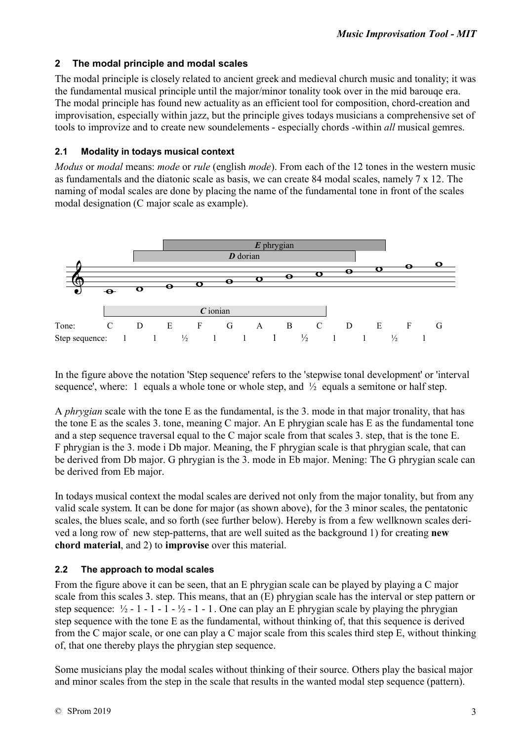## 2 The modal principle and modal scales

The modal principle is closely related to ancient greek and medieval church music and tonality; it was the fundamental musical principle until the major/minor tonality took over in the mid barouqe era. The modal principle has found new actuality as an efficient tool for composition, chord-creation and improvisation, especially within jazz, but the principle gives todays musicians a comprehensive set of tools to improvize and to create new soundelements - especially chords -within *all* musical gemres.

### 2.1 Modality in todays musical context

*Modus* or *modal* means: *mode* or *rule* (english *mode*). From each of the 12 tones in the western music as fundamentals and the diatonic scale as basis, we can create 84 modal scales, namely 7 x 12. The naming of modal scales are done by placing the name of the fundamental tone in front of the scales modal designation (C major scale as example).

***E*** phrygian

***D*** dorian

***C*** ionian

| Tone: | C | D | E | F | G | A | B | C | D | E | F | G |
|---|---|---|---|---|---|---|---|---|---|---|---|---|
| Step sequence: | 1 | 1 | ½ | 1 | 1 | 1 | ½ | 1 | 1 | ½ | 1 | |

In the figure above the notation 'Step sequence' refers to the 'stepwise tonal development' or 'interval sequence', where: 1 equals a whole tone or whole step, and ½ equals a semitone or half step.

A *phrygian* scale with the tone E as the fundamental, is the 3. mode in that major tronality, that has the tone E as the scales 3. tone, meaning C major. An E phrygian scale has E as the fundamental tone and a step sequence traversal equal to the C major scale from that scales 3. step, that is the tone E. F phrygian is the 3. mode i Db major. Meaning, the F phrygian scale is that phrygian scale, that can be derived from Db major. G phrygian is the 3. mode in Eb major. Mening: The G phrygian scale can be derived from Eb major.

In todays musical context the modal scales are derived not only from the major tonality, but from any valid scale system. It can be done for major (as shown above), for the 3 minor scales, the pentatonic scales, the blues scale, and so forth (see further below). Hereby is from a few wellknown scales derived a long row of new step-patterns, that are well suited as the background 1) for creating **new chord material**, and 2) to **improvise** over this material.

### 2.2 The approach to modal scales

From the figure above it can be seen, that an E phrygian scale can be played by playing a C major scale from this scales 3. step. This means, that an (E) phrygian scale has the interval or step pattern or step sequence: ½ - 1 - 1 - 1 - ½ - 1 - 1 . One can play an E phrygian scale by playing the phrygian step sequence with the tone E as the fundamental, without thinking of, that this sequence is derived from the C major scale, or one can play a C major scale from this scales third step E, without thinking of, that one thereby plays the phrygian step sequence.

Some musicians play the modal scales without thinking of their source. Others play the basical major and minor scales from the step in the scale that results in the wanted modal step sequence (pattern).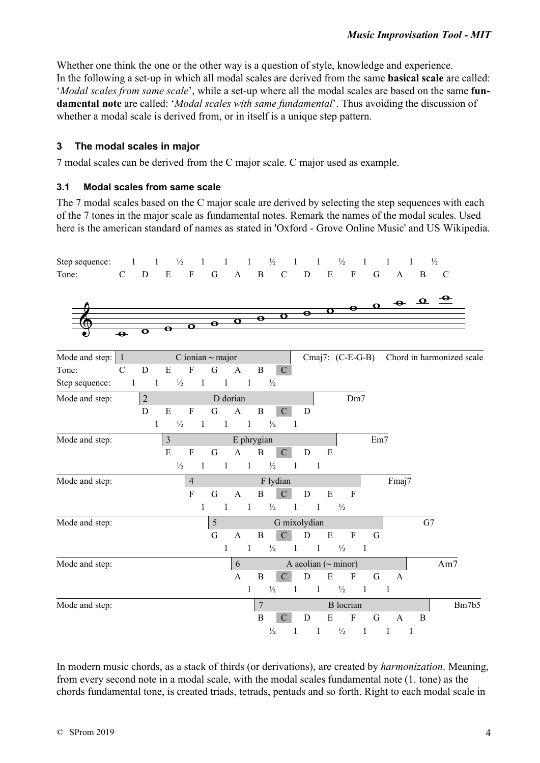Whether one think the one or the other way is a question of style, knowledge and experience.
In the following a set-up in which all modal scales are derived from the same **basical scale** are called: '*Modal scales from same scale*', while a set-up where all the modal scales are based on the same **fundamental note** are called: '*Modal scales with same fundamental*'. Thus avoiding the discussion of whether a modal scale is derived from, or in itself is a unique step pattern.

## 3 The modal scales in major

7 modal scales can be derived from the C major scale. C major used as example.

### 3.1 Modal scales from same scale

The 7 modal scales based on the C major scale are derived by selecting the step sequences with each of the 7 tones in the major scale as fundamental notes. Remark the names of the modal scales. Used here is the american standard of names as stated in 'Oxford - Grove Online Music' and US Wikipedia.

| Step sequence: | 1 | 1 | ½ | 1 | 1 | 1 | ½ | 1 | 1 | ½ | 1 | 1 | 1 | ½ |
|---|---|---|---|---|---|---|---|---|---|---|---|---|---|---|
| Tone: | C | D | E | F | G | A | B | C | D | E | F | G | A | B | C |

| Mode and step | Name | Tone | Step sequence | Chord in harmonized scale |
|---|---|---|---|---|
| 1 | C ionian ~ major | C D E F G A B C | 1 1 ½ 1 1 1 ½ | Cmaj7: (C-E-G-B) |
| 2 | D dorian | D E F G A B C D | 1 ½ 1 1 1 ½ 1 | Dm7 |
| 3 | E phrygian | E F G A B C D E | ½ 1 1 1 ½ 1 1 | Em7 |
| 4 | F lydian | F G A B C D E F | 1 1 1 ½ 1 1 ½ | Fmaj7 |
| 5 | G mixolydian | G A B C D E F G | 1 1 ½ 1 1 ½ 1 | G7 |
| 6 | A aeolian (~ minor) | A B C D E F G A | 1 ½ 1 1 ½ 1 1 | Am7 |
| 7 | B locrian | B C D E F G A B | ½ 1 1 ½ 1 1 1 | Bm7b5 |

In modern music chords, as a stack of thirds (or derivations), are created by *harmonization*. Meaning, from every second note in a modal scale, with the modal scales fundamental note (1. tone) as the chords fundamental tone, is created triads, tetrads, pentads and so forth. Right to each modal scale in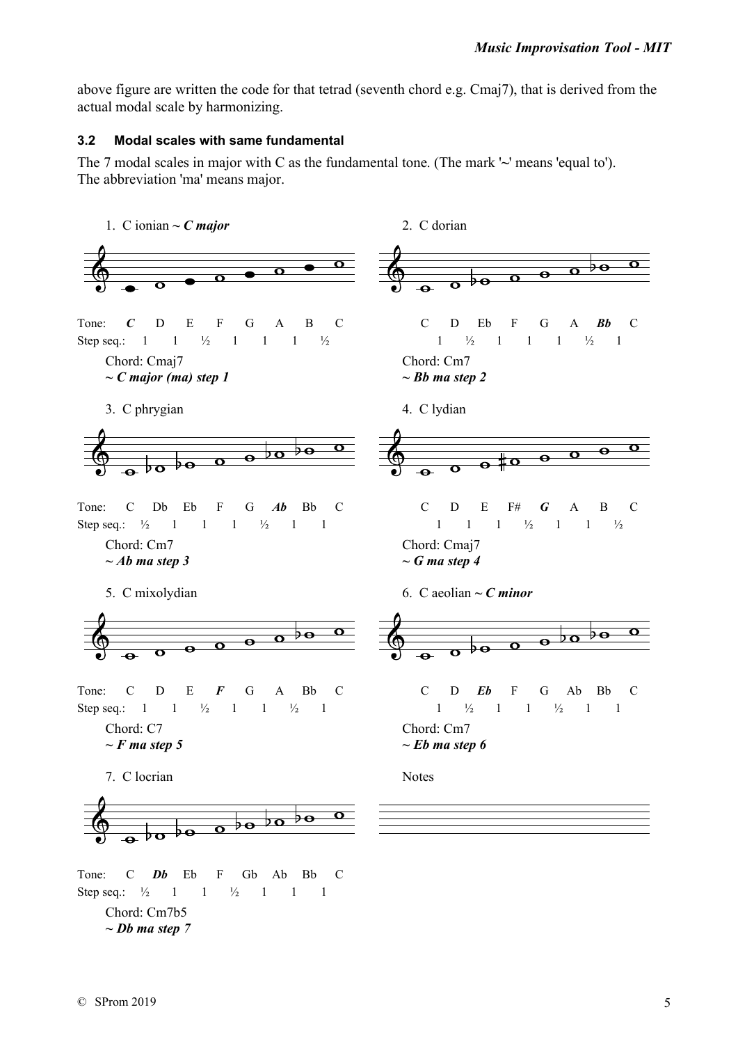above figure are written the code for that tetrad (seventh chord e.g. Cmaj7), that is derived from the actual modal scale by harmonizing.

### 3.2 Modal scales with same fundamental

The 7 modal scales in major with C as the fundamental tone. (The mark '~' means 'equal to'). The abbreviation 'ma' means major.

1. C ionian ~ ***C major***

| Tone: | ***C*** | D | E | F | G | A | B | C |
|---|---|---|---|---|---|---|---|---|
| Step seq.: | 1 | 1 | ½ | 1 | 1 | 1 | ½ | |

Chord: Cmaj7
***~ C major (ma) step 1***

2. C dorian

| Tone: | C | D | Eb | F | G | A | ***Bb*** | C |
|---|---|---|---|---|---|---|---|---|
| Step seq.: | 1 | ½ | 1 | 1 | 1 | ½ | 1 | |

Chord: Cm7
***~ Bb ma step 2***

3. C phrygian

| Tone: | C | Db | Eb | F | G | ***Ab*** | Bb | C |
|---|---|---|---|---|---|---|---|---|
| Step seq.: | ½ | 1 | 1 | 1 | ½ | 1 | 1 | |

Chord: Cm7
***~ Ab ma step 3***

4. C lydian

| Tone: | C | D | E | F# | ***G*** | A | B | C |
|---|---|---|---|---|---|---|---|---|
| Step seq.: | 1 | 1 | 1 | ½ | 1 | 1 | ½ | |

Chord: Cmaj7
***~ G ma step 4***

5. C mixolydian

| Tone: | C | D | E | ***F*** | G | A | Bb | C |
|---|---|---|---|---|---|---|---|---|
| Step seq.: | 1 | 1 | ½ | 1 | 1 | ½ | 1 | |

Chord: C7
***~ F ma step 5***

6. C aeolian ~ ***C minor***

| Tone: | C | D | ***Eb*** | F | G | Ab | Bb | C |
|---|---|---|---|---|---|---|---|---|
| Step seq.: | 1 | ½ | 1 | 1 | ½ | 1 | 1 | |

Chord: Cm7
***~ Eb ma step 6***

7. C locrian

| Tone: | C | ***Db*** | Eb | F | Gb | Ab | Bb | C |
|---|---|---|---|---|---|---|---|---|
| Step seq.: | ½ | 1 | 1 | ½ | 1 | 1 | 1 | |

Chord: Cm7b5
***~ Db ma step 7***

Notes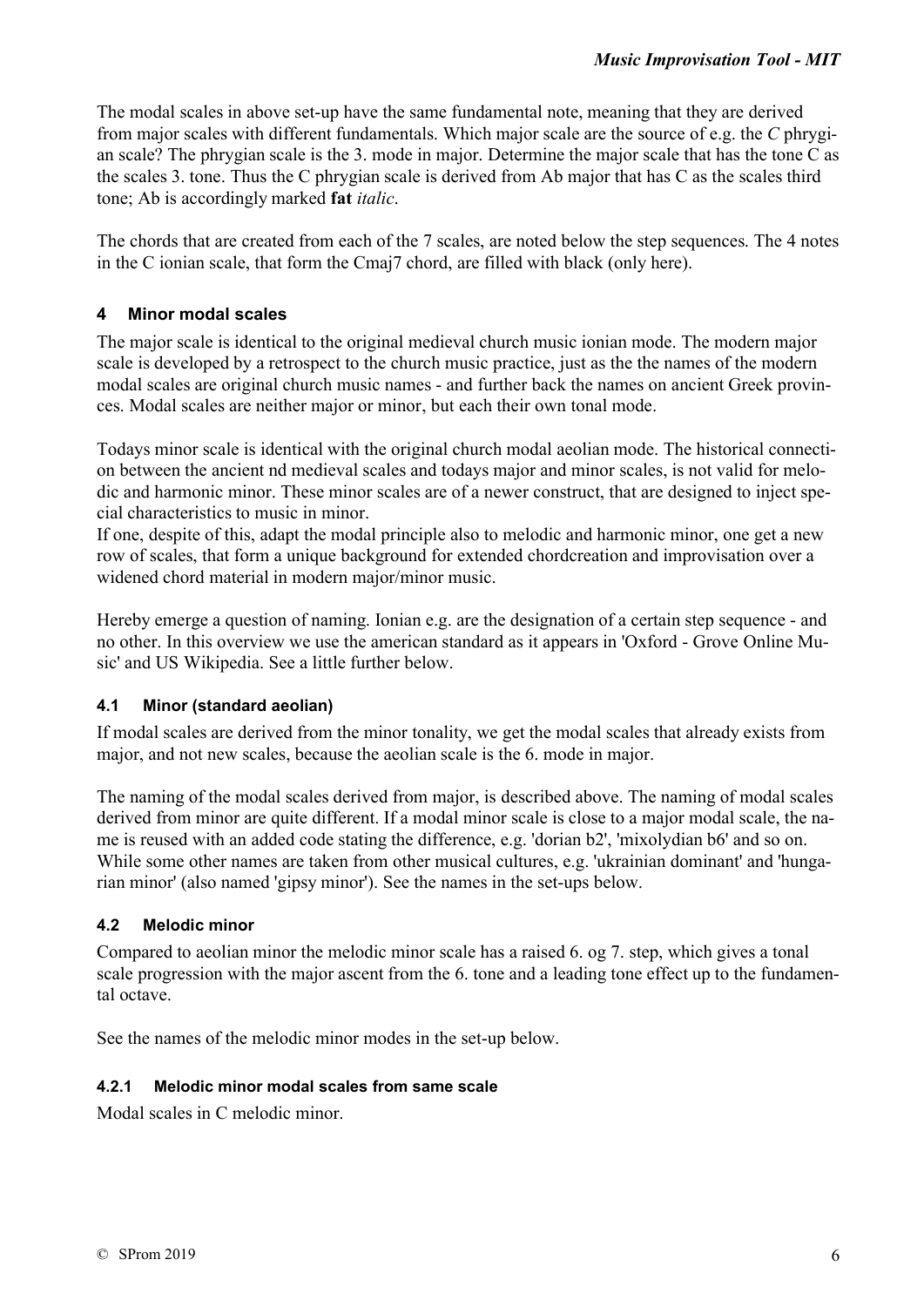The modal scales in above set-up have the same fundamental note, meaning that they are derived from major scales with different fundamentals. Which major scale are the source of e.g. the *C* phrygian scale? The phrygian scale is the 3. mode in major. Determine the major scale that has the tone C as the scales 3. tone. Thus the C phrygian scale is derived from Ab major that has C as the scales third tone; Ab is accordingly marked **fat** *italic*.

The chords that are created from each of the 7 scales, are noted below the step sequences. The 4 notes in the C ionian scale, that form the Cmaj7 chord, are filled with black (only here).

### 4 Minor modal scales

The major scale is identical to the original medieval church music ionian mode. The modern major scale is developed by a retrospect to the church music practice, just as the the names of the modern modal scales are original church music names - and further back the names on ancient Greek provinces. Modal scales are neither major or minor, but each their own tonal mode.

Todays minor scale is identical with the original church modal aeolian mode. The historical connection between the ancient nd medieval scales and todays major and minor scales, is not valid for melodic and harmonic minor. These minor scales are of a newer construct, that are designed to inject special characteristics to music in minor.
If one, despite of this, adapt the modal principle also to melodic and harmonic minor, one get a new row of scales, that form a unique background for extended chordcreation and improvisation over a widened chord material in modern major/minor music.

Hereby emerge a question of naming. Ionian e.g. are the designation of a certain step sequence - and no other. In this overview we use the american standard as it appears in 'Oxford - Grove Online Music' and US Wikipedia. See a little further below.

#### 4.1 Minor (standard aeolian)

If modal scales are derived from the minor tonality, we get the modal scales that already exists from major, and not new scales, because the aeolian scale is the 6. mode in major.

The naming of the modal scales derived from major, is described above. The naming of modal scales derived from minor are quite different. If a modal minor scale is close to a major modal scale, the name is reused with an added code stating the difference, e.g. 'dorian b2', 'mixolydian b6' and so on. While some other names are taken from other musical cultures, e.g. 'ukrainian dominant' and 'hungarian minor' (also named 'gipsy minor'). See the names in the set-ups below.

#### 4.2 Melodic minor

Compared to aeolian minor the melodic minor scale has a raised 6. og 7. step, which gives a tonal scale progression with the major ascent from the 6. tone and a leading tone effect up to the fundamental octave.

See the names of the melodic minor modes in the set-up below.

##### 4.2.1 Melodic minor modal scales from same scale

Modal scales in C melodic minor.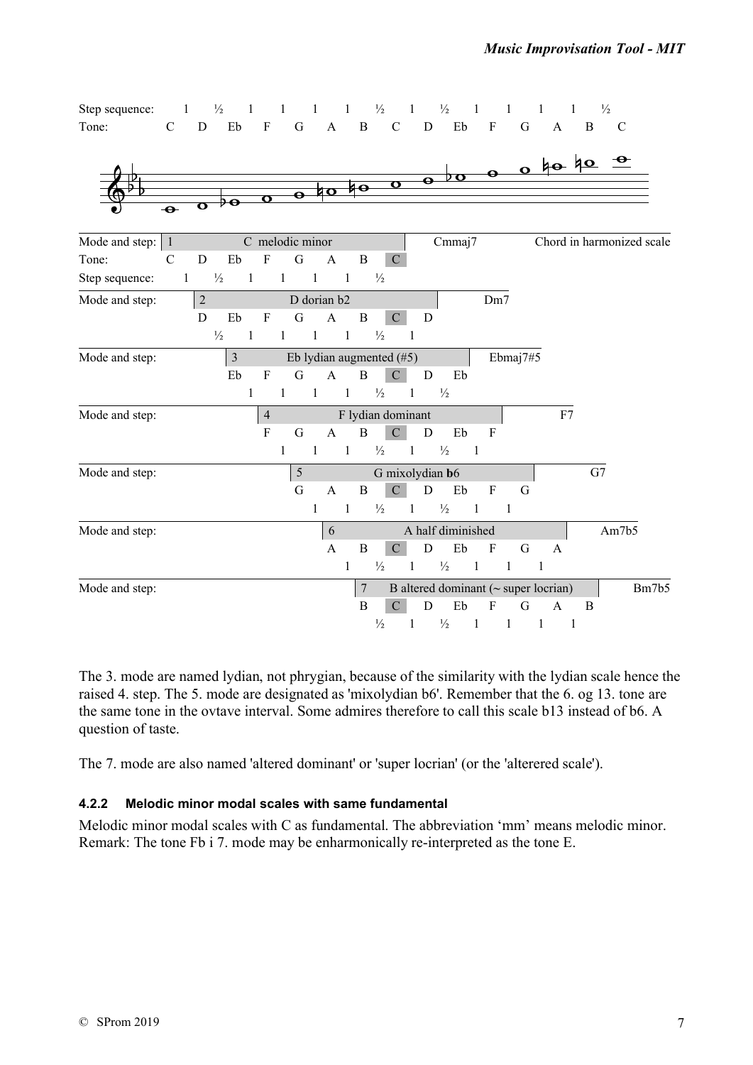| Step sequence: | 1 | ½ | 1 | 1 | 1 | 1 | ½ | 1 | ½ | 1 | 1 | 1 | 1 | ½ |
|---|---|---|---|---|---|---|---|---|---|---|---|---|---|---|
| Tone: | C | D | Eb | F | G | A | B | C | D | Eb | F | G | A | B | C |

| Mode and step: | 1 C melodic minor | | | | | | | | Cmmaj7 | Chord in harmonized scale |
|---|---|---|---|---|---|---|---|---|---|---|
| Tone: | C | D | Eb | F | G | A | B | C | | |
| Step sequence: | 1 | ½ | 1 | 1 | 1 | 1 | ½ | | | |

| Mode and step: | 2 D dorian b2 | | | | | | | | Dm7 |
|---|---|---|---|---|---|---|---|---|---|
| | D | Eb | F | G | A | B | C | D | |
| | ½ | 1 | 1 | 1 | 1 | ½ | 1 | | |

| Mode and step: | 3 Eb lydian augmented (#5) | | | | | | | | Ebmaj7#5 |
|---|---|---|---|---|---|---|---|---|---|
| | Eb | F | G | A | B | C | D | Eb | |
| | 1 | 1 | 1 | 1 | ½ | 1 | ½ | | |

| Mode and step: | 4 F lydian dominant | | | | | | | | F7 |
|---|---|---|---|---|---|---|---|---|---|
| | F | G | A | B | C | D | Eb | F | |
| | 1 | 1 | 1 | ½ | 1 | ½ | 1 | | |

| Mode and step: | 5 G mixolydian **b**6 | | | | | | | | G7 |
|---|---|---|---|---|---|---|---|---|---|
| | G | A | B | C | D | Eb | F | G | |
| | 1 | 1 | ½ | 1 | ½ | 1 | 1 | | |

| Mode and step: | 6 A half diminished | | | | | | | | Am7b5 |
|---|---|---|---|---|---|---|---|---|---|
| | A | B | C | D | Eb | F | G | A | |
| | 1 | ½ | 1 | ½ | 1 | 1 | 1 | | |

| Mode and step: | 7 B altered dominant (~ super locrian) | | | | | | | | Bm7b5 |
|---|---|---|---|---|---|---|---|---|---|
| | B | C | D | Eb | F | G | A | B | |
| | ½ | 1 | ½ | 1 | 1 | 1 | 1 | | |

The 3. mode are named lydian, not phrygian, because of the similarity with the lydian scale hence the raised 4. step. The 5. mode are designated as 'mixolydian b6'. Remember that the 6. og 13. tone are the same tone in the ovtave interval. Some admires therefore to call this scale b13 instead of b6. A question of taste.

The 7. mode are also named 'altered dominant' or 'super locrian' (or the 'alterered scale').

#### 4.2.2 Melodic minor modal scales with same fundamental

Melodic minor modal scales with C as fundamental. The abbreviation 'mm' means melodic minor. Remark: The tone Fb i 7. mode may be enharmonically re-interpreted as the tone E.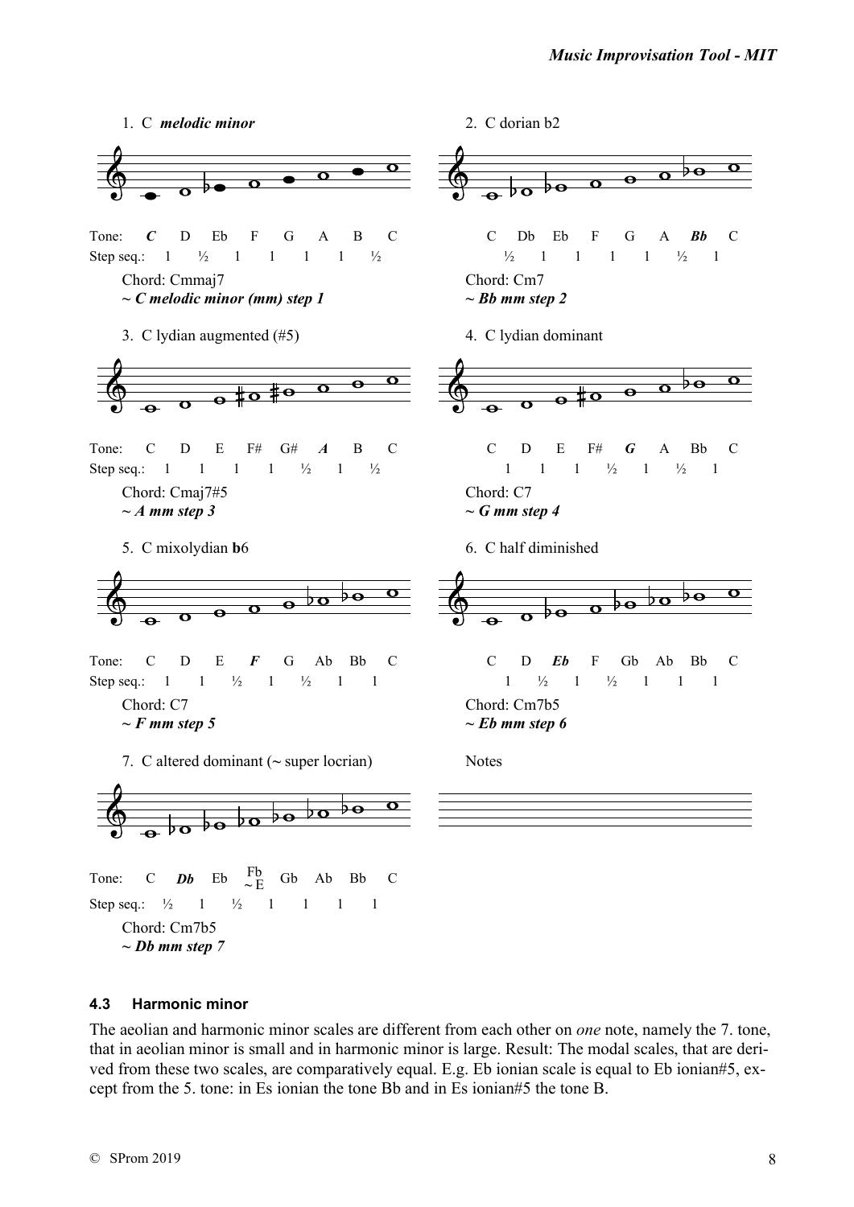1. C *melodic minor*

| Tone: | ***C*** | D | Eb | F | G | A | B | C |
|---|---|---|---|---|---|---|---|---|
| Step seq.: | 1 | ½ | 1 | 1 | 1 | 1 | ½ | |

Chord: Cmmaj7
***~ C melodic minor (mm) step 1***

2. C dorian b2

| C | Db | Eb | F | G | A | ***Bb*** | C |
|---|---|---|---|---|---|---|---|
| ½ | 1 | 1 | 1 | 1 | ½ | 1 | |

Chord: Cm7
***~ Bb mm step 2***

3. C lydian augmented (#5)

| Tone: | C | D | E | F# | G# | ***A*** | B | C |
|---|---|---|---|---|---|---|---|---|
| Step seq.: | 1 | 1 | 1 | 1 | ½ | 1 | ½ | |

Chord: Cmaj7#5
***~ A mm step 3***

4. C lydian dominant

| C | D | E | F# | ***G*** | A | Bb | C |
|---|---|---|---|---|---|---|---|
| 1 | 1 | 1 | ½ | 1 | ½ | 1 | |

Chord: C7
***~ G mm step 4***

5. C mixolydian **b**6

| Tone: | C | D | E | ***F*** | G | Ab | Bb | C |
|---|---|---|---|---|---|---|---|---|
| Step seq.: | 1 | 1 | ½ | 1 | ½ | 1 | 1 | |

Chord: C7
***~ F mm step 5***

6. C half diminished

| C | D | ***Eb*** | F | Gb | Ab | Bb | C |
|---|---|---|---|---|---|---|---|
| 1 | ½ | 1 | ½ | 1 | 1 | 1 | |

Chord: Cm7b5
***~ Eb mm step 6***

7. C altered dominant (~ super locrian)

| Tone: | C | ***Db*** | Eb | Fb ~E | Gb | Ab | Bb | C |
|---|---|---|---|---|---|---|---|---|
| Step seq.: | ½ | 1 | ½ | 1 | 1 | 1 | 1 | |

Chord: Cm7b5
***~ Db mm step 7***

Notes

### 4.3 Harmonic minor

The aeolian and harmonic minor scales are different from each other on *one* note, namely the 7. tone, that in aeolian minor is small and in harmonic minor is large. Result: The modal scales, that are derived from these two scales, are comparatively equal. E.g. Eb ionian scale is equal to Eb ionian#5, except from the 5. tone: in Es ionian the tone Bb and in Es ionian#5 the tone B.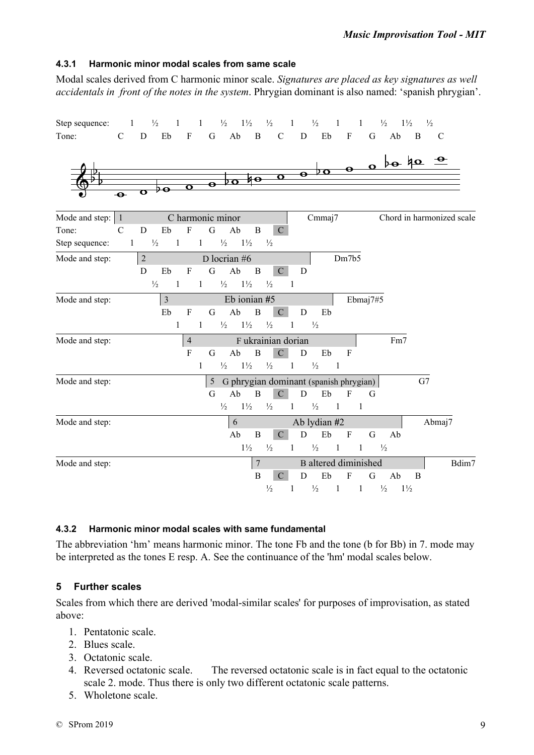#### 4.3.1 Harmonic minor modal scales from same scale

Modal scales derived from C harmonic minor scale. *Signatures are placed as key signatures as well accidentals in front of the notes in the system*. Phrygian dominant is also named: 'spanish phrygian'.

| Step sequence: | 1 | ½ | 1 | 1 | ½ | 1½ | ½ | 1 | ½ | 1 | 1 | ½ | 1½ | ½ |
|---|---|---|---|---|---|---|---|---|---|---|---|---|---|---|
| Tone: | C | D | Eb | F | G | Ab | B | C | D | Eb | F | G | Ab | B | C |

| Mode and step | Mode | Tones | Step sequence | Chord in harmonized scale |
|---|---|---|---|---|
| 1 | C harmonic minor | C D Eb F G Ab B C | 1 ½ 1 1 ½ 1½ ½ | Cmmaj7 |
| 2 | D locrian #6 | D Eb F G Ab B C D | ½ 1 1 ½ 1½ ½ 1 | Dm7b5 |
| 3 | Eb ionian #5 | Eb F G Ab B C D Eb | 1 1 ½ 1½ ½ 1 ½ | Ebmaj7#5 |
| 4 | F ukrainian dorian | F G Ab B C D Eb F | 1 ½ 1½ ½ 1 ½ 1 | Fm7 |
| 5 | G phrygian dominant (spanish phrygian) | G Ab B C D Eb F G | ½ 1½ ½ 1 ½ 1 1 | G7 |
| 6 | Ab lydian #2 | Ab B C D Eb F G Ab | 1½ ½ 1 ½ 1 1 ½ | Abmaj7 |
| 7 | B altered diminished | B C D Eb F G Ab B | ½ 1 ½ 1 1 ½ 1½ | Bdim7 |

#### 4.3.2 Harmonic minor modal scales with same fundamental

The abbreviation 'hm' means harmonic minor. The tone Fb and the tone (b for Bb) in 7. mode may be interpreted as the tones E resp. A. See the continuance of the 'hm' modal scales below.

## 5 Further scales

Scales from which there are derived 'modal-similar scales' for purposes of improvisation, as stated above:

1. Pentatonic scale.
2. Blues scale.
3. Octatonic scale.
4. Reversed octatonic scale. The reversed octatonic scale is in fact equal to the octatonic scale 2. mode. Thus there is only two different octatonic scale patterns.
5. Wholetone scale.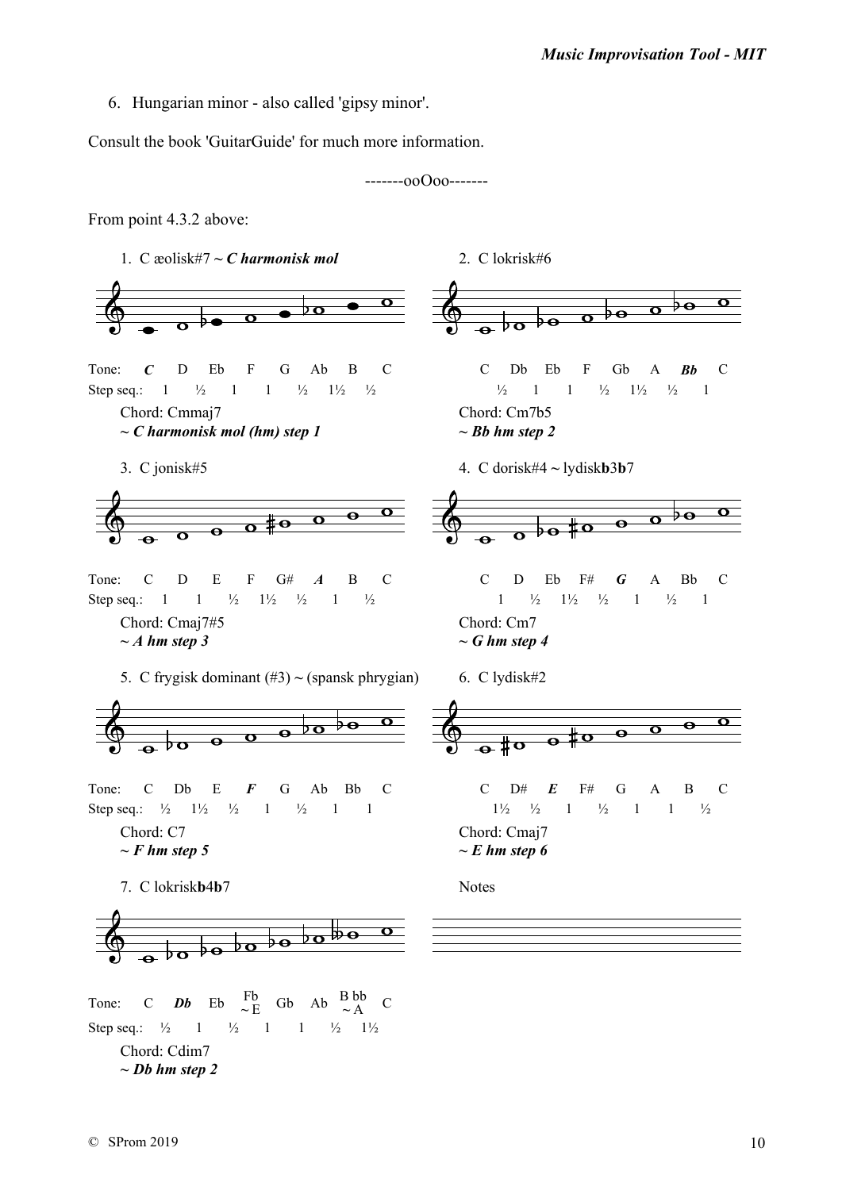6. Hungarian minor - also called 'gipsy minor'.

Consult the book 'GuitarGuide' for much more information.

-------ooOoo-------

From point 4.3.2 above:

1. C æolisk#7 ~ ***C harmonisk mol***

| Tone: | ***C*** | D | Eb | F | G | Ab | B | C |
|---|---|---|---|---|---|---|---|---|
| Step seq.: | 1 | ½ | 1 | 1 | ½ | 1½ | ½ | |

Chord: Cmmaj7
***~ C harmonisk mol (hm) step 1***

2. C lokrisk#6

| C | Db | Eb | F | Gb | A | ***Bb*** | C |
|---|---|---|---|---|---|---|---|
| ½ | 1 | 1 | ½ | 1½ | ½ | 1 | |

Chord: Cm7b5
***~ Bb hm step 2***

3. C jonisk#5

| Tone: | C | D | E | F | G# | ***A*** | B | C |
|---|---|---|---|---|---|---|---|---|
| Step seq.: | 1 | 1 | ½ | 1½ | ½ | 1 | ½ | |

Chord: Cmaj7#5
***~ A hm step 3***

4. C dorisk#4 ~ lydisk**b**3**b**7

| C | D | Eb | F# | ***G*** | A | Bb | C |
|---|---|---|---|---|---|---|---|
| 1 | ½ | 1½ | ½ | 1 | ½ | 1 | |

Chord: Cm7
***~ G hm step 4***

5. C frygisk dominant (#3) ~ (spansk phrygian)

| Tone: | C | Db | E | ***F*** | G | Ab | Bb | C |
|---|---|---|---|---|---|---|---|---|
| Step seq.: | ½ | 1½ | ½ | 1 | ½ | 1 | 1 | |

Chord: C7
***~ F hm step 5***

6. C lydisk#2

| C | D# | ***E*** | F# | G | A | B | C |
|---|---|---|---|---|---|---|---|
| 1½ | ½ | 1 | ½ | 1 | 1 | ½ | |

Chord: Cmaj7
***~ E hm step 6***

7. C lokrisk**b**4**b**7

| Tone: | C | ***Db*** | Eb | Fb ~ E | Gb | Ab | B bb ~ A | C |
|---|---|---|---|---|---|---|---|---|
| Step seq.: | ½ | 1 | ½ | 1 | 1 | ½ | 1½ | |

Chord: Cdim7
***~ Db hm step 2***

Notes